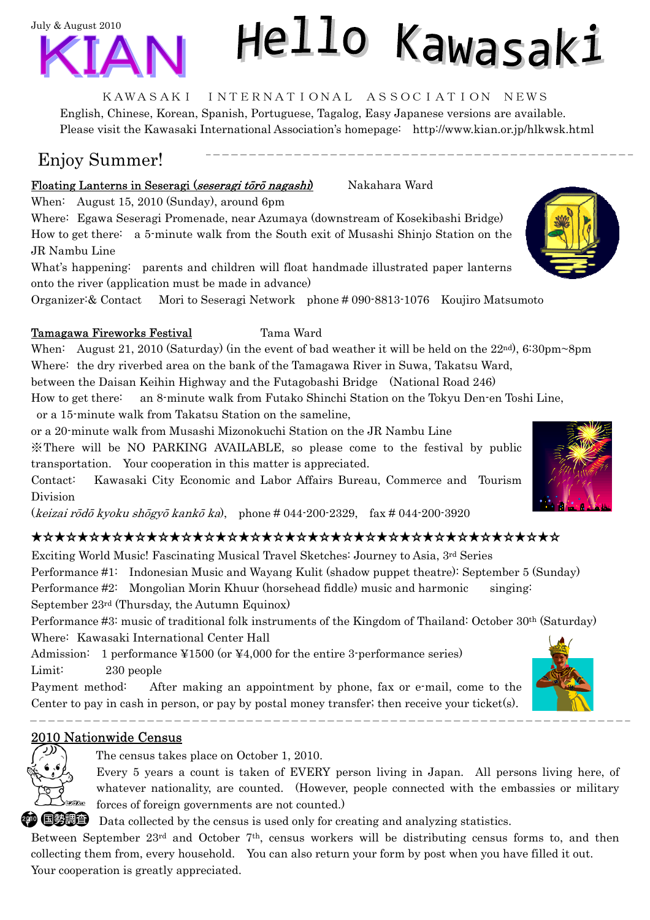July & August 2010

# KIAN Hello Kawasaki

KAWASAKI INTERNATIONAL ASSOCIATION NEWS

English, Chinese, Korean, Spanish, Portuguese, Tagalog, Easy Japanese versions are available.
Please visit the Kawasaki International Association's homepage: http://www.kian.or.jp/hlkwsk.html

## Enjoy Summer!

**Floating Lanterns in Seseragi (*seseragi tōrō nagashi*)** Nakahara Ward

When: August 15, 2010 (Sunday), around 6pm
Where: Egawa Seseragi Promenade, near Azumaya (downstream of Kosekibashi Bridge)
How to get there: a 5-minute walk from the South exit of Musashi Shinjo Station on the JR Nambu Line
What's happening: parents and children will float handmade illustrated paper lanterns onto the river (application must be made in advance)
Organizer:& Contact Mori to Seseragi Network phone # 090-8813-1076 Koujiro Matsumoto

**Tamagawa Fireworks Festival** Tama Ward

When: August 21, 2010 (Saturday) (in the event of bad weather it will be held on the 22nd), 6:30pm~8pm
Where: the dry riverbed area on the bank of the Tamagawa River in Suwa, Takatsu Ward, between the Daisan Keihin Highway and the Futagobashi Bridge (National Road 246)
How to get there: an 8-minute walk from Futako Shinchi Station on the Tokyu Den-en Toshi Line, or a 15-minute walk from Takatsu Station on the sameline, or a 20-minute walk from Musashi Mizonokuchi Station on the JR Nambu Line
※There will be NO PARKING AVAILABLE, so please come to the festival by public transportation. Your cooperation in this matter is appreciated.
Contact: Kawasaki City Economic and Labor Affairs Bureau, Commerce and Tourism Division
(*keizai rōdō kyoku shōgyō kankō ka*), phone # 044-200-2329, fax # 044-200-3920

★☆★☆★☆★☆★☆★☆★☆★☆★☆★☆★☆★☆★☆★☆★☆★☆★☆★☆★☆★☆★☆★☆★☆★☆★☆★☆

Exciting World Music! Fascinating Musical Travel Sketches: Journey to Asia, 3rd Series
Performance #1: Indonesian Music and Wayang Kulit (shadow puppet theatre): September 5 (Sunday)
Performance #2: Mongolian Morin Khuur (horsehead fiddle) music and harmonic singing: September 23rd (Thursday, the Autumn Equinox)
Performance #3: music of traditional folk instruments of the Kingdom of Thailand: October 30th (Saturday)
Where: Kawasaki International Center Hall
Admission: 1 performance ¥1500 (or ¥4,000 for the entire 3-performance series)
Limit: 230 people
Payment method: After making an appointment by phone, fax or e-mail, come to the Center to pay in cash in person, or pay by postal money transfer; then receive your ticket(s).

---

**2010 Nationwide Census**

The census takes place on October 1, 2010.
Every 5 years a count is taken of EVERY person living in Japan. All persons living here, of whatever nationality, are counted. (However, people connected with the embassies or military forces of foreign governments are not counted.)
Data collected by the census is used only for creating and analyzing statistics.
Between September 23rd and October 7th, census workers will be distributing census forms to, and then collecting them from, every household. You can also return your form by post when you have filled it out.
Your cooperation is greatly appreciated.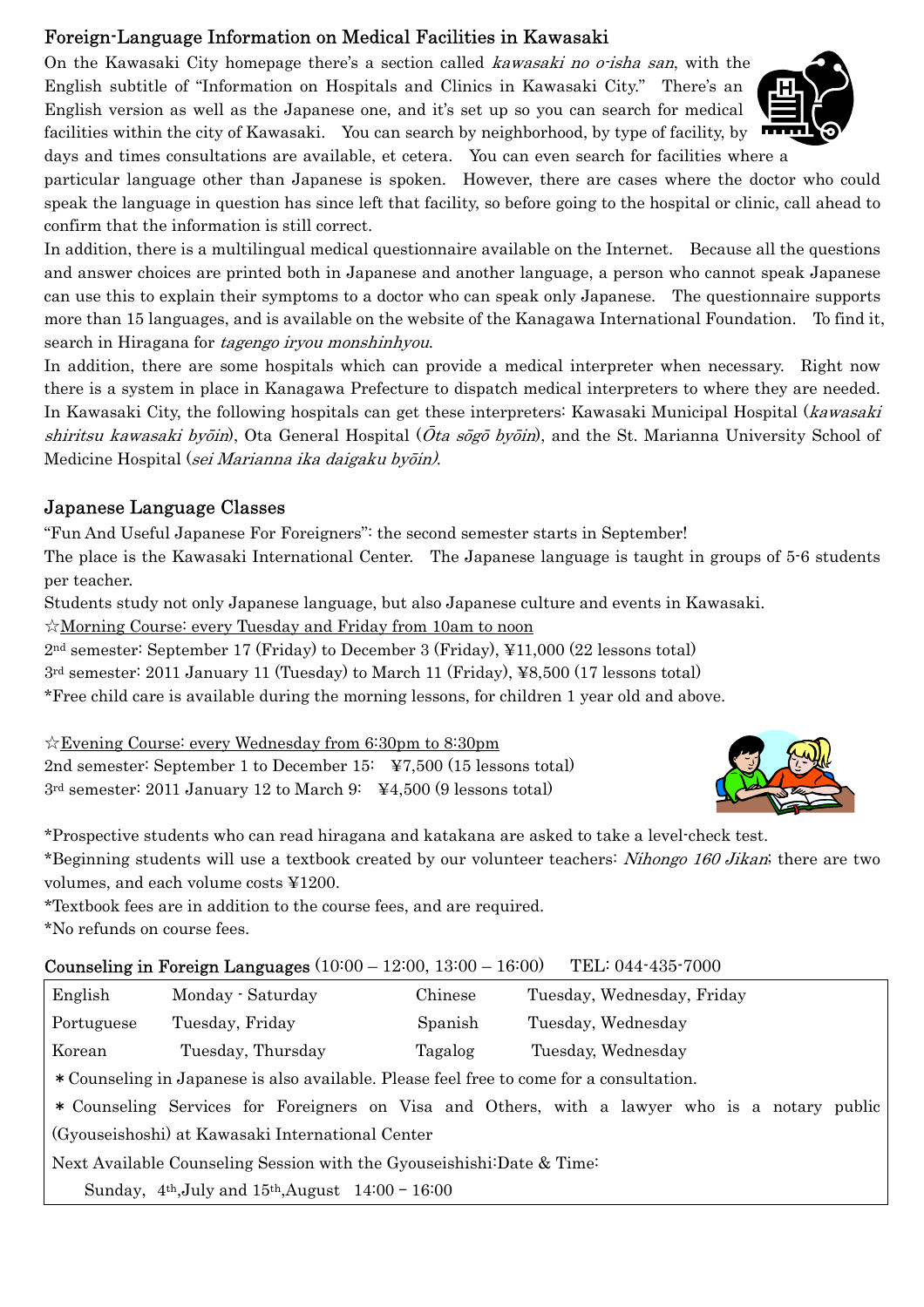## Foreign-Language Information on Medical Facilities in Kawasaki

On the Kawasaki City homepage there's a section called *kawasaki no o-isha san*, with the English subtitle of "Information on Hospitals and Clinics in Kawasaki City." There's an English version as well as the Japanese one, and it's set up so you can search for medical facilities within the city of Kawasaki. You can search by neighborhood, by type of facility, by days and times consultations are available, et cetera. You can even search for facilities where a particular language other than Japanese is spoken. However, there are cases where the doctor who could speak the language in question has since left that facility, so before going to the hospital or clinic, call ahead to confirm that the information is still correct.

In addition, there is a multilingual medical questionnaire available on the Internet. Because all the questions and answer choices are printed both in Japanese and another language, a person who cannot speak Japanese can use this to explain their symptoms to a doctor who can speak only Japanese. The questionnaire supports more than 15 languages, and is available on the website of the Kanagawa International Foundation. To find it, search in Hiragana for *tagengo iryou monshinhyou*.

In addition, there are some hospitals which can provide a medical interpreter when necessary. Right now there is a system in place in Kanagawa Prefecture to dispatch medical interpreters to where they are needed. In Kawasaki City, the following hospitals can get these interpreters: Kawasaki Municipal Hospital (*kawasaki shiritsu kawasaki byōin*), Ota General Hospital (*Ōta sōgō byōin*), and the St. Marianna University School of Medicine Hospital (*sei Marianna ika daigaku byōin)*.

## Japanese Language Classes

"Fun And Useful Japanese For Foreigners": the second semester starts in September!

The place is the Kawasaki International Center. The Japanese language is taught in groups of 5-6 students per teacher.

Students study not only Japanese language, but also Japanese culture and events in Kawasaki.

☆Morning Course: every Tuesday and Friday from 10am to noon

2nd semester: September 17 (Friday) to December 3 (Friday), ¥11,000 (22 lessons total)

3rd semester: 2011 January 11 (Tuesday) to March 11 (Friday), ¥8,500 (17 lessons total)

*Free child care is available during the morning lessons, for children 1 year old and above.

☆Evening Course: every Wednesday from 6:30pm to 8:30pm

2nd semester: September 1 to December 15: ¥7,500 (15 lessons total)

3rd semester: 2011 January 12 to March 9: ¥4,500 (9 lessons total)

*Prospective students who can read hiragana and katakana are asked to take a level-check test.

*Beginning students will use a textbook created by our volunteer teachers: *Nihongo 160 Jikan*; there are two volumes, and each volume costs ¥1200.

*Textbook fees are in addition to the course fees, and are required.

*No refunds on course fees.

## Counseling in Foreign Languages (10:00 – 12:00, 13:00 – 16:00) TEL: 044-435-7000

| | | | |
|---|---|---|---|
| English | Monday - Saturday | Chinese | Tuesday, Wednesday, Friday |
| Portuguese | Tuesday, Friday | Spanish | Tuesday, Wednesday |
| Korean | Tuesday, Thursday | Tagalog | Tuesday, Wednesday |

＊Counseling in Japanese is also available. Please feel free to come for a consultation.

＊Counseling Services for Foreigners on Visa and Others, with a lawyer who is a notary public (Gyouseishoshi) at Kawasaki International Center

Next Available Counseling Session with the Gyouseishishi:Date & Time:

Sunday, 4th,July and 15th,August 14:00 – 16:00